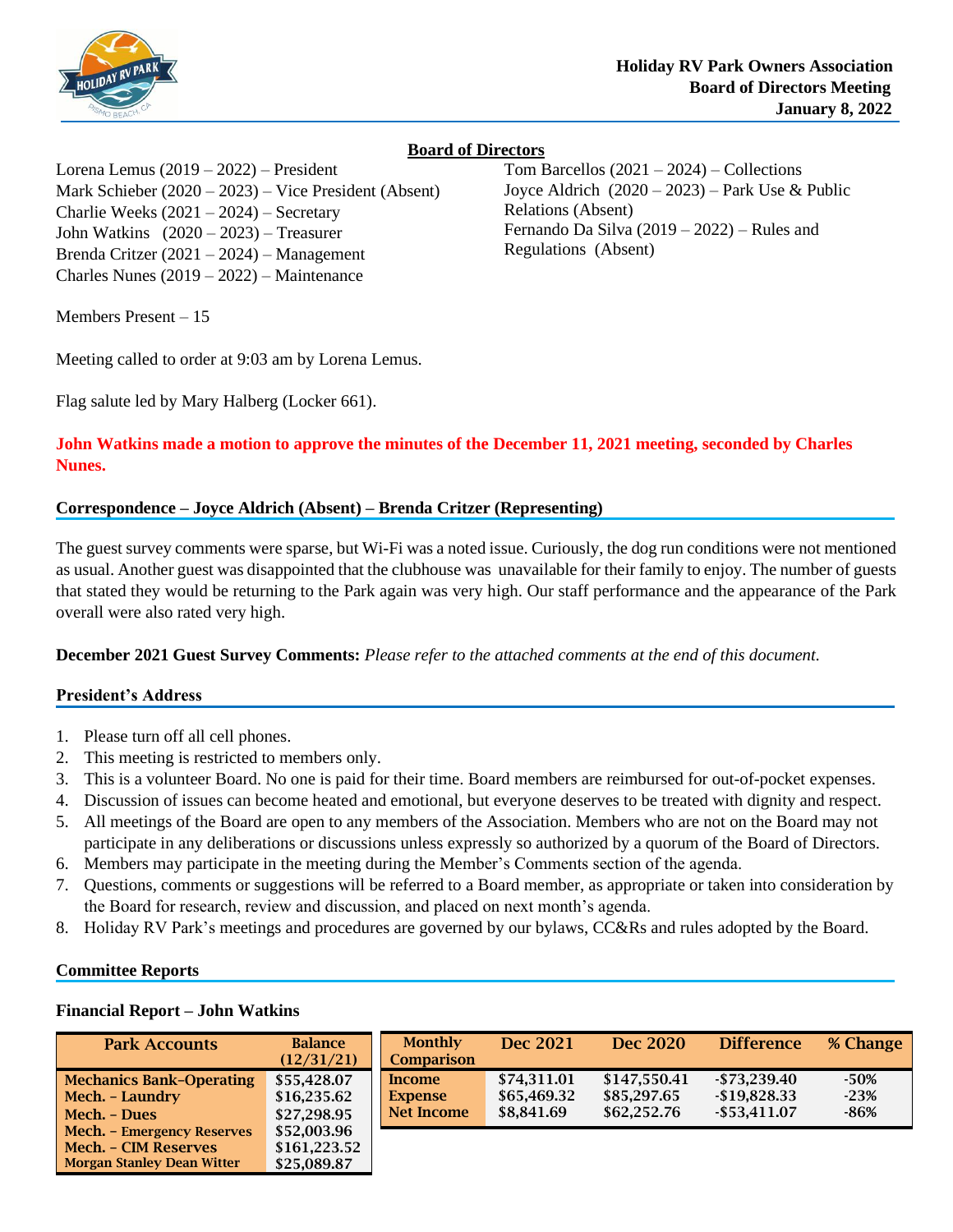**Holiday RV Park Owners Association**
**Board of Directors Meeting**
**January 8, 2022**

## Board of Directors

Lorena Lemus (2019 – 2022) – President
Mark Schieber (2020 – 2023) – Vice President (Absent)
Charlie Weeks (2021 – 2024) – Secretary
John Watkins (2020 – 2023) – Treasurer
Brenda Critzer (2021 – 2024) – Management
Charles Nunes (2019 – 2022) – Maintenance
Tom Barcellos (2021 – 2024) – Collections
Joyce Aldrich (2020 – 2023) – Park Use & Public Relations (Absent)
Fernando Da Silva (2019 – 2022) – Rules and Regulations (Absent)

Members Present – 15

Meeting called to order at 9:03 am by Lorena Lemus.

Flag salute led by Mary Halberg (Locker 661).

**John Watkins made a motion to approve the minutes of the December 11, 2021 meeting, seconded by Charles Nunes.**

### Correspondence – Joyce Aldrich (Absent) – Brenda Critzer (Representing)

The guest survey comments were sparse, but Wi-Fi was a noted issue. Curiously, the dog run conditions were not mentioned as usual. Another guest was disappointed that the clubhouse was unavailable for their family to enjoy. The number of guests that stated they would be returning to the Park again was very high. Our staff performance and the appearance of the Park overall were also rated very high.

**December 2021 Guest Survey Comments:** *Please refer to the attached comments at the end of this document.*

### President's Address

1. Please turn off all cell phones.
2. This meeting is restricted to members only.
3. This is a volunteer Board. No one is paid for their time. Board members are reimbursed for out-of-pocket expenses.
4. Discussion of issues can become heated and emotional, but everyone deserves to be treated with dignity and respect.
5. All meetings of the Board are open to any members of the Association. Members who are not on the Board may not participate in any deliberations or discussions unless expressly so authorized by a quorum of the Board of Directors.
6. Members may participate in the meeting during the Member's Comments section of the agenda.
7. Questions, comments or suggestions will be referred to a Board member, as appropriate or taken into consideration by the Board for research, review and discussion, and placed on next month's agenda.
8. Holiday RV Park's meetings and procedures are governed by our bylaws, CC&Rs and rules adopted by the Board.

### Committee Reports

#### Financial Report – John Watkins

| Park Accounts | Balance (12/31/21) |
|---|---|
| Mechanics Bank-Operating | $55,428.07 |
| Mech. – Laundry | $16,235.62 |
| Mech. – Dues | $27,298.95 |
| Mech. – Emergency Reserves | $52,003.96 |
| Mech. – CIM Reserves | $161,223.52 |
| Morgan Stanley Dean Witter | $25,089.87 |

| Monthly Comparison | Dec 2021 | Dec 2020 | Difference | % Change |
|---|---|---|---|---|
| Income | $74,311.01 | $147,550.41 | -$73,239.40 | -50% |
| Expense | $65,469.32 | $85,297.65 | -$19,828.33 | -23% |
| Net Income | $8,841.69 | $62,252.76 | -$53,411.07 | -86% |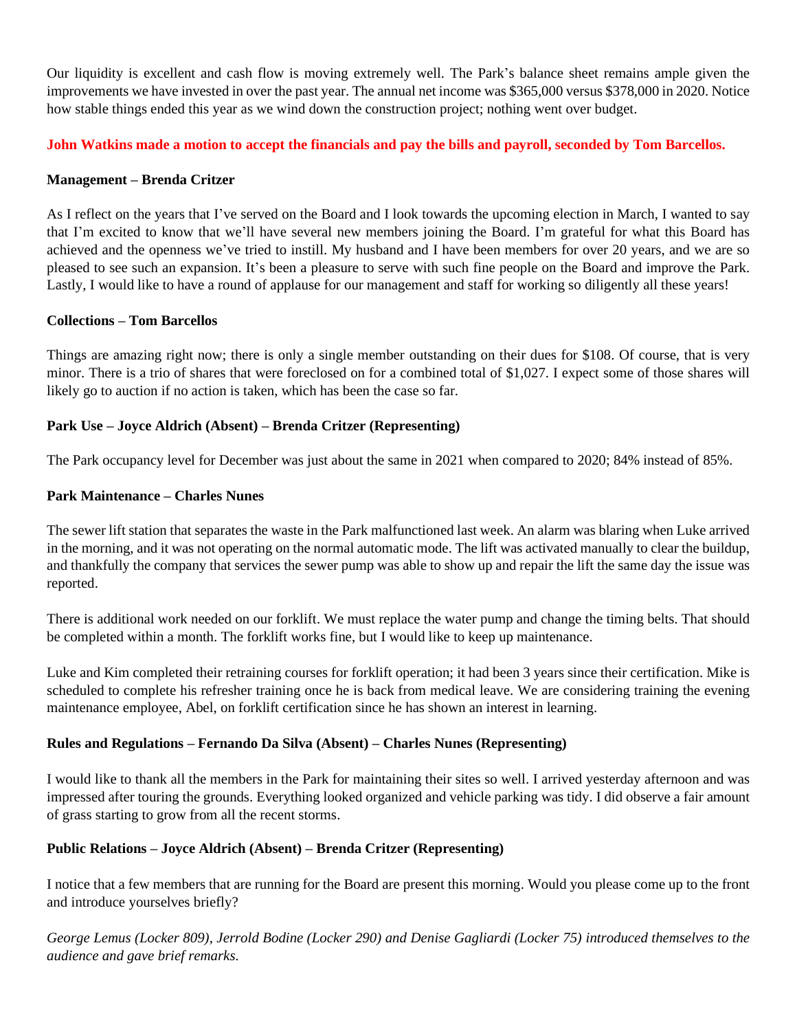Our liquidity is excellent and cash flow is moving extremely well. The Park's balance sheet remains ample given the improvements we have invested in over the past year. The annual net income was $365,000 versus $378,000 in 2020. Notice how stable things ended this year as we wind down the construction project; nothing went over budget.

**John Watkins made a motion to accept the financials and pay the bills and payroll, seconded by Tom Barcellos.**

**Management – Brenda Critzer**

As I reflect on the years that I've served on the Board and I look towards the upcoming election in March, I wanted to say that I'm excited to know that we'll have several new members joining the Board. I'm grateful for what this Board has achieved and the openness we've tried to instill. My husband and I have been members for over 20 years, and we are so pleased to see such an expansion. It's been a pleasure to serve with such fine people on the Board and improve the Park. Lastly, I would like to have a round of applause for our management and staff for working so diligently all these years!

**Collections – Tom Barcellos**

Things are amazing right now; there is only a single member outstanding on their dues for $108. Of course, that is very minor. There is a trio of shares that were foreclosed on for a combined total of $1,027. I expect some of those shares will likely go to auction if no action is taken, which has been the case so far.

**Park Use – Joyce Aldrich (Absent) – Brenda Critzer (Representing)**

The Park occupancy level for December was just about the same in 2021 when compared to 2020; 84% instead of 85%.

**Park Maintenance – Charles Nunes**

The sewer lift station that separates the waste in the Park malfunctioned last week. An alarm was blaring when Luke arrived in the morning, and it was not operating on the normal automatic mode. The lift was activated manually to clear the buildup, and thankfully the company that services the sewer pump was able to show up and repair the lift the same day the issue was reported.

There is additional work needed on our forklift. We must replace the water pump and change the timing belts. That should be completed within a month. The forklift works fine, but I would like to keep up maintenance.

Luke and Kim completed their retraining courses for forklift operation; it had been 3 years since their certification. Mike is scheduled to complete his refresher training once he is back from medical leave. We are considering training the evening maintenance employee, Abel, on forklift certification since he has shown an interest in learning.

**Rules and Regulations – Fernando Da Silva (Absent) – Charles Nunes (Representing)**

I would like to thank all the members in the Park for maintaining their sites so well. I arrived yesterday afternoon and was impressed after touring the grounds. Everything looked organized and vehicle parking was tidy. I did observe a fair amount of grass starting to grow from all the recent storms.

**Public Relations – Joyce Aldrich (Absent) – Brenda Critzer (Representing)**

I notice that a few members that are running for the Board are present this morning. Would you please come up to the front and introduce yourselves briefly?

*George Lemus (Locker 809), Jerrold Bodine (Locker 290) and Denise Gagliardi (Locker 75) introduced themselves to the audience and gave brief remarks.*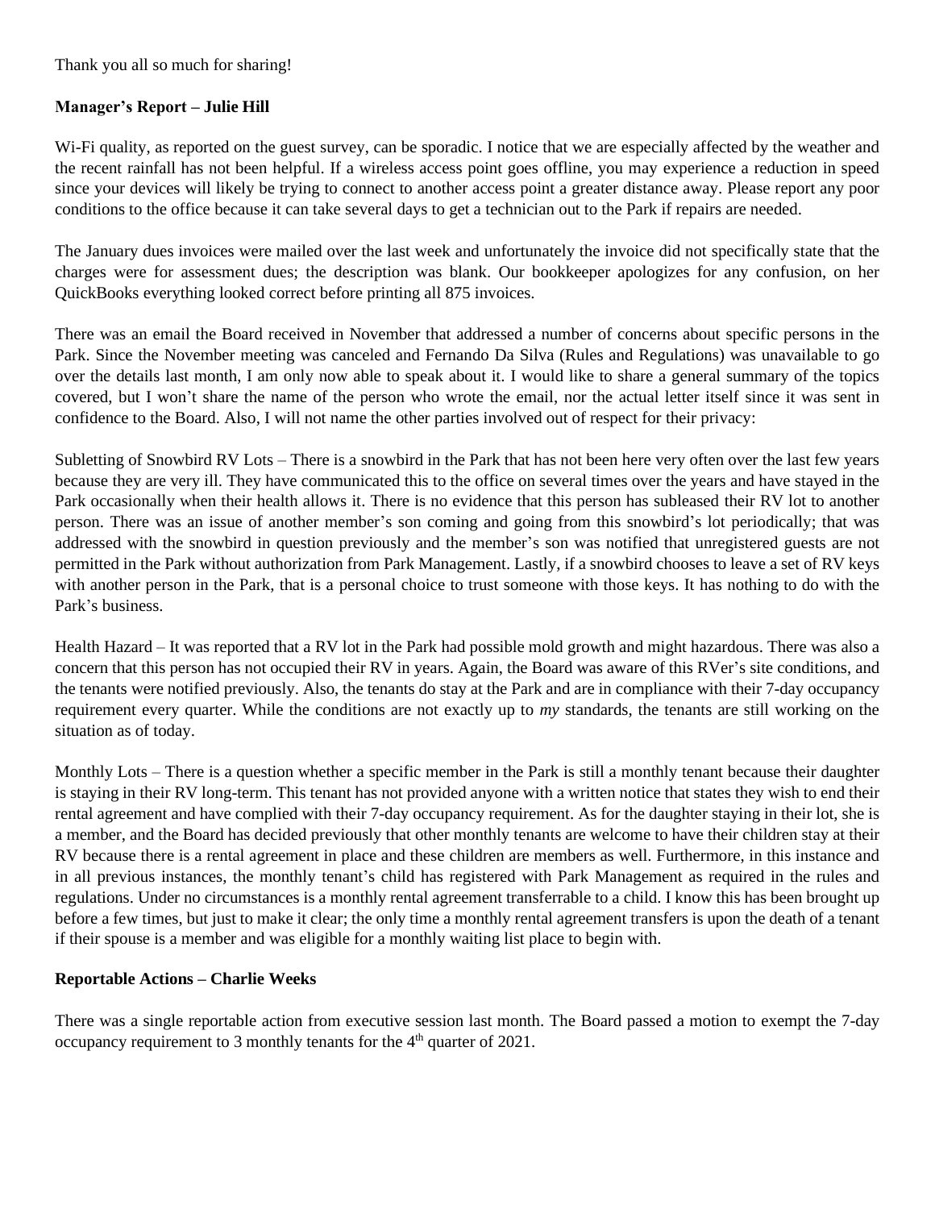Thank you all so much for sharing!

**Manager's Report – Julie Hill**

Wi-Fi quality, as reported on the guest survey, can be sporadic. I notice that we are especially affected by the weather and the recent rainfall has not been helpful. If a wireless access point goes offline, you may experience a reduction in speed since your devices will likely be trying to connect to another access point a greater distance away. Please report any poor conditions to the office because it can take several days to get a technician out to the Park if repairs are needed.

The January dues invoices were mailed over the last week and unfortunately the invoice did not specifically state that the charges were for assessment dues; the description was blank. Our bookkeeper apologizes for any confusion, on her QuickBooks everything looked correct before printing all 875 invoices.

There was an email the Board received in November that addressed a number of concerns about specific persons in the Park. Since the November meeting was canceled and Fernando Da Silva (Rules and Regulations) was unavailable to go over the details last month, I am only now able to speak about it. I would like to share a general summary of the topics covered, but I won't share the name of the person who wrote the email, nor the actual letter itself since it was sent in confidence to the Board. Also, I will not name the other parties involved out of respect for their privacy:

Subletting of Snowbird RV Lots – There is a snowbird in the Park that has not been here very often over the last few years because they are very ill. They have communicated this to the office on several times over the years and have stayed in the Park occasionally when their health allows it. There is no evidence that this person has subleased their RV lot to another person. There was an issue of another member's son coming and going from this snowbird's lot periodically; that was addressed with the snowbird in question previously and the member's son was notified that unregistered guests are not permitted in the Park without authorization from Park Management. Lastly, if a snowbird chooses to leave a set of RV keys with another person in the Park, that is a personal choice to trust someone with those keys. It has nothing to do with the Park's business.

Health Hazard – It was reported that a RV lot in the Park had possible mold growth and might hazardous. There was also a concern that this person has not occupied their RV in years. Again, the Board was aware of this RVer's site conditions, and the tenants were notified previously. Also, the tenants do stay at the Park and are in compliance with their 7-day occupancy requirement every quarter. While the conditions are not exactly up to *my* standards, the tenants are still working on the situation as of today.

Monthly Lots – There is a question whether a specific member in the Park is still a monthly tenant because their daughter is staying in their RV long-term. This tenant has not provided anyone with a written notice that states they wish to end their rental agreement and have complied with their 7-day occupancy requirement. As for the daughter staying in their lot, she is a member, and the Board has decided previously that other monthly tenants are welcome to have their children stay at their RV because there is a rental agreement in place and these children are members as well. Furthermore, in this instance and in all previous instances, the monthly tenant's child has registered with Park Management as required in the rules and regulations. Under no circumstances is a monthly rental agreement transferrable to a child. I know this has been brought up before a few times, but just to make it clear; the only time a monthly rental agreement transfers is upon the death of a tenant if their spouse is a member and was eligible for a monthly waiting list place to begin with.

**Reportable Actions – Charlie Weeks**

There was a single reportable action from executive session last month. The Board passed a motion to exempt the 7-day occupancy requirement to 3 monthly tenants for the 4th quarter of 2021.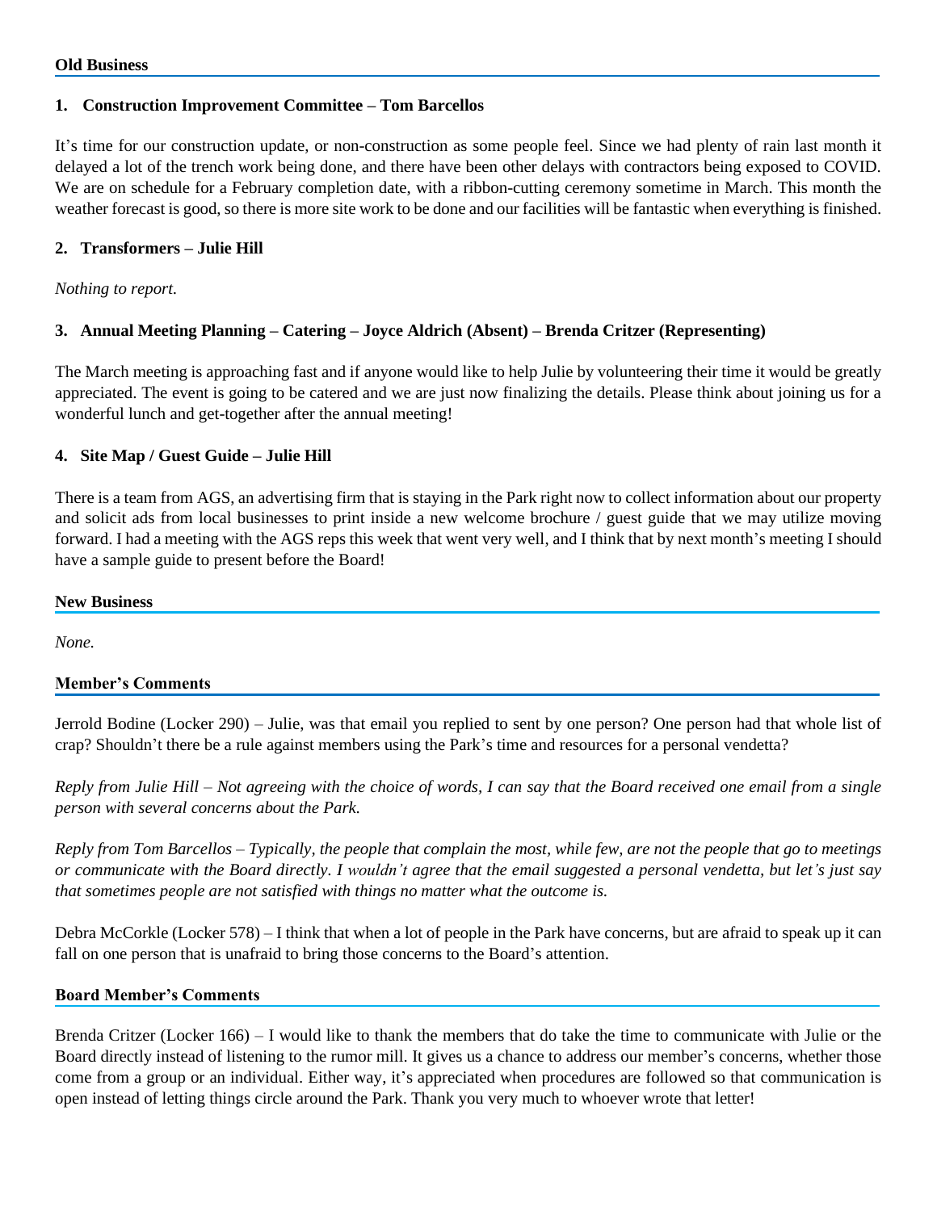## Old Business

### 1. Construction Improvement Committee – Tom Barcellos

It's time for our construction update, or non-construction as some people feel. Since we had plenty of rain last month it delayed a lot of the trench work being done, and there have been other delays with contractors being exposed to COVID. We are on schedule for a February completion date, with a ribbon-cutting ceremony sometime in March. This month the weather forecast is good, so there is more site work to be done and our facilities will be fantastic when everything is finished.

### 2. Transformers – Julie Hill

*Nothing to report.*

### 3. Annual Meeting Planning – Catering – Joyce Aldrich (Absent) – Brenda Critzer (Representing)

The March meeting is approaching fast and if anyone would like to help Julie by volunteering their time it would be greatly appreciated. The event is going to be catered and we are just now finalizing the details. Please think about joining us for a wonderful lunch and get-together after the annual meeting!

### 4. Site Map / Guest Guide – Julie Hill

There is a team from AGS, an advertising firm that is staying in the Park right now to collect information about our property and solicit ads from local businesses to print inside a new welcome brochure / guest guide that we may utilize moving forward. I had a meeting with the AGS reps this week that went very well, and I think that by next month's meeting I should have a sample guide to present before the Board!

## New Business

*None.*

## Member's Comments

Jerrold Bodine (Locker 290) – Julie, was that email you replied to sent by one person? One person had that whole list of crap? Shouldn't there be a rule against members using the Park's time and resources for a personal vendetta?

*Reply from Julie Hill – Not agreeing with the choice of words, I can say that the Board received one email from a single person with several concerns about the Park.*

*Reply from Tom Barcellos – Typically, the people that complain the most, while few, are not the people that go to meetings or communicate with the Board directly. I wouldn't agree that the email suggested a personal vendetta, but let's just say that sometimes people are not satisfied with things no matter what the outcome is.*

Debra McCorkle (Locker 578) – I think that when a lot of people in the Park have concerns, but are afraid to speak up it can fall on one person that is unafraid to bring those concerns to the Board's attention.

## Board Member's Comments

Brenda Critzer (Locker 166) – I would like to thank the members that do take the time to communicate with Julie or the Board directly instead of listening to the rumor mill. It gives us a chance to address our member's concerns, whether those come from a group or an individual. Either way, it's appreciated when procedures are followed so that communication is open instead of letting things circle around the Park. Thank you very much to whoever wrote that letter!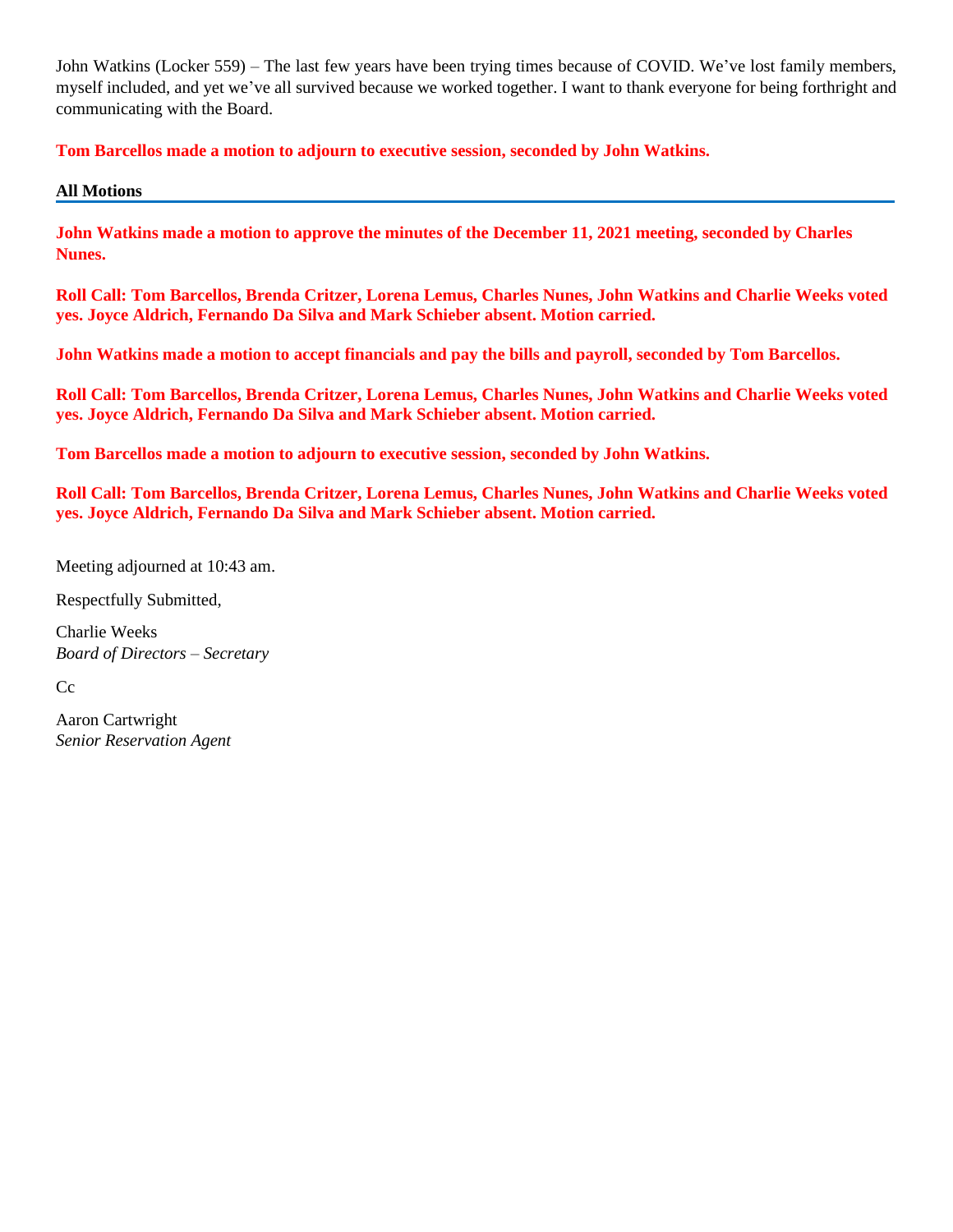John Watkins (Locker 559) – The last few years have been trying times because of COVID. We've lost family members, myself included, and yet we've all survived because we worked together. I want to thank everyone for being forthright and communicating with the Board.

**Tom Barcellos made a motion to adjourn to executive session, seconded by John Watkins.**

**All Motions**

**John Watkins made a motion to approve the minutes of the December 11, 2021 meeting, seconded by Charles Nunes.**

**Roll Call: Tom Barcellos, Brenda Critzer, Lorena Lemus, Charles Nunes, John Watkins and Charlie Weeks voted yes. Joyce Aldrich, Fernando Da Silva and Mark Schieber absent. Motion carried.**

**John Watkins made a motion to accept financials and pay the bills and payroll, seconded by Tom Barcellos.**

**Roll Call: Tom Barcellos, Brenda Critzer, Lorena Lemus, Charles Nunes, John Watkins and Charlie Weeks voted yes. Joyce Aldrich, Fernando Da Silva and Mark Schieber absent. Motion carried.**

**Tom Barcellos made a motion to adjourn to executive session, seconded by John Watkins.**

**Roll Call: Tom Barcellos, Brenda Critzer, Lorena Lemus, Charles Nunes, John Watkins and Charlie Weeks voted yes. Joyce Aldrich, Fernando Da Silva and Mark Schieber absent. Motion carried.**

Meeting adjourned at 10:43 am.

Respectfully Submitted,

Charlie Weeks
*Board of Directors – Secretary*

Cc

Aaron Cartwright
*Senior Reservation Agent*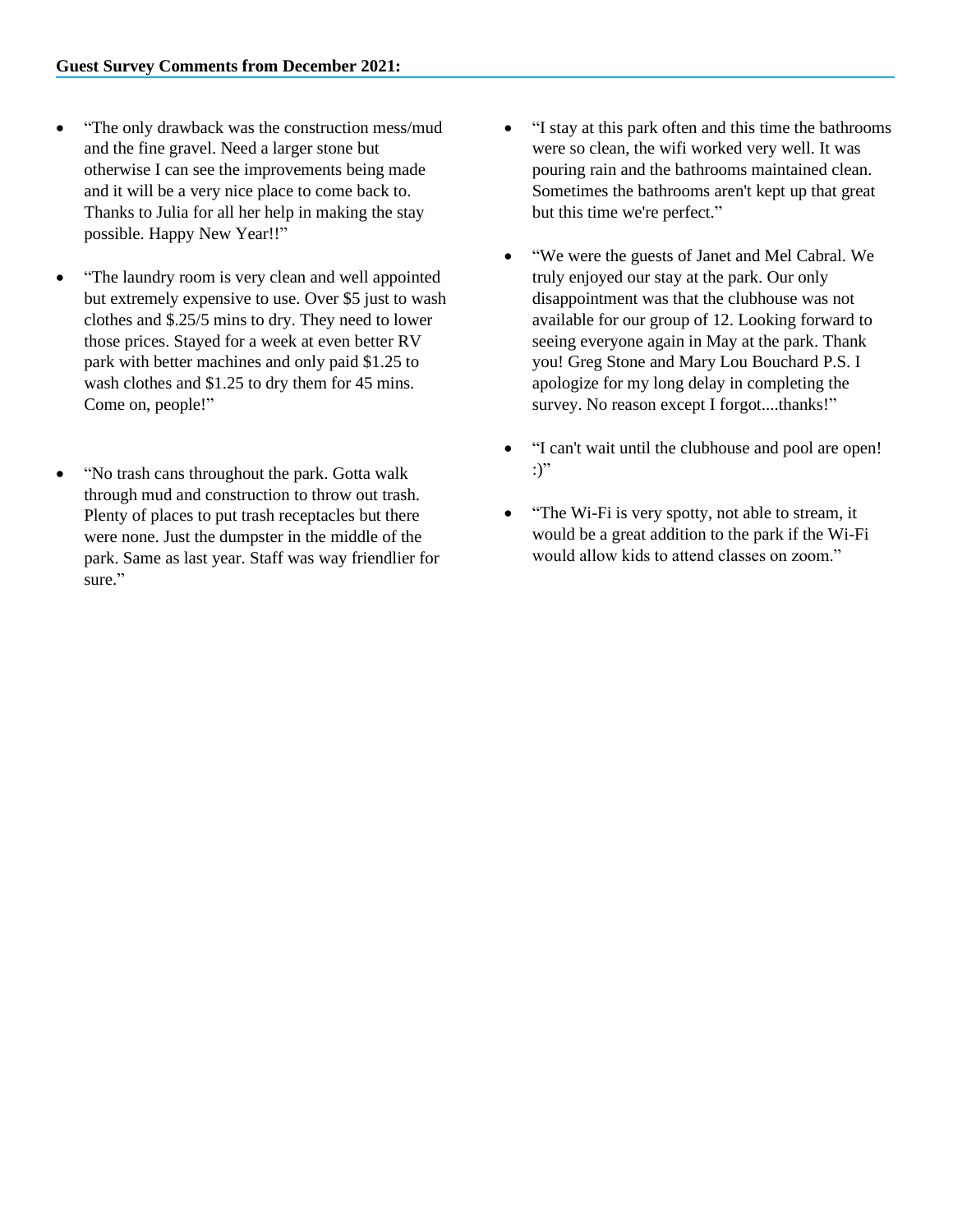**Guest Survey Comments from December 2021:**

- "The only drawback was the construction mess/mud and the fine gravel. Need a larger stone but otherwise I can see the improvements being made and it will be a very nice place to come back to. Thanks to Julia for all her help in making the stay possible. Happy New Year!!"
- "The laundry room is very clean and well appointed but extremely expensive to use. Over $5 just to wash clothes and $.25/5 mins to dry. They need to lower those prices. Stayed for a week at even better RV park with better machines and only paid $1.25 to wash clothes and $1.25 to dry them for 45 mins. Come on, people!"
- "No trash cans throughout the park. Gotta walk through mud and construction to throw out trash. Plenty of places to put trash receptacles but there were none. Just the dumpster in the middle of the park. Same as last year. Staff was way friendlier for sure."
- "I stay at this park often and this time the bathrooms were so clean, the wifi worked very well. It was pouring rain and the bathrooms maintained clean. Sometimes the bathrooms aren't kept up that great but this time we're perfect."
- "We were the guests of Janet and Mel Cabral. We truly enjoyed our stay at the park. Our only disappointment was that the clubhouse was not available for our group of 12. Looking forward to seeing everyone again in May at the park. Thank you! Greg Stone and Mary Lou Bouchard P.S. I apologize for my long delay in completing the survey. No reason except I forgot....thanks!"
- "I can't wait until the clubhouse and pool are open! :)"
- "The Wi-Fi is very spotty, not able to stream, it would be a great addition to the park if the Wi-Fi would allow kids to attend classes on zoom."